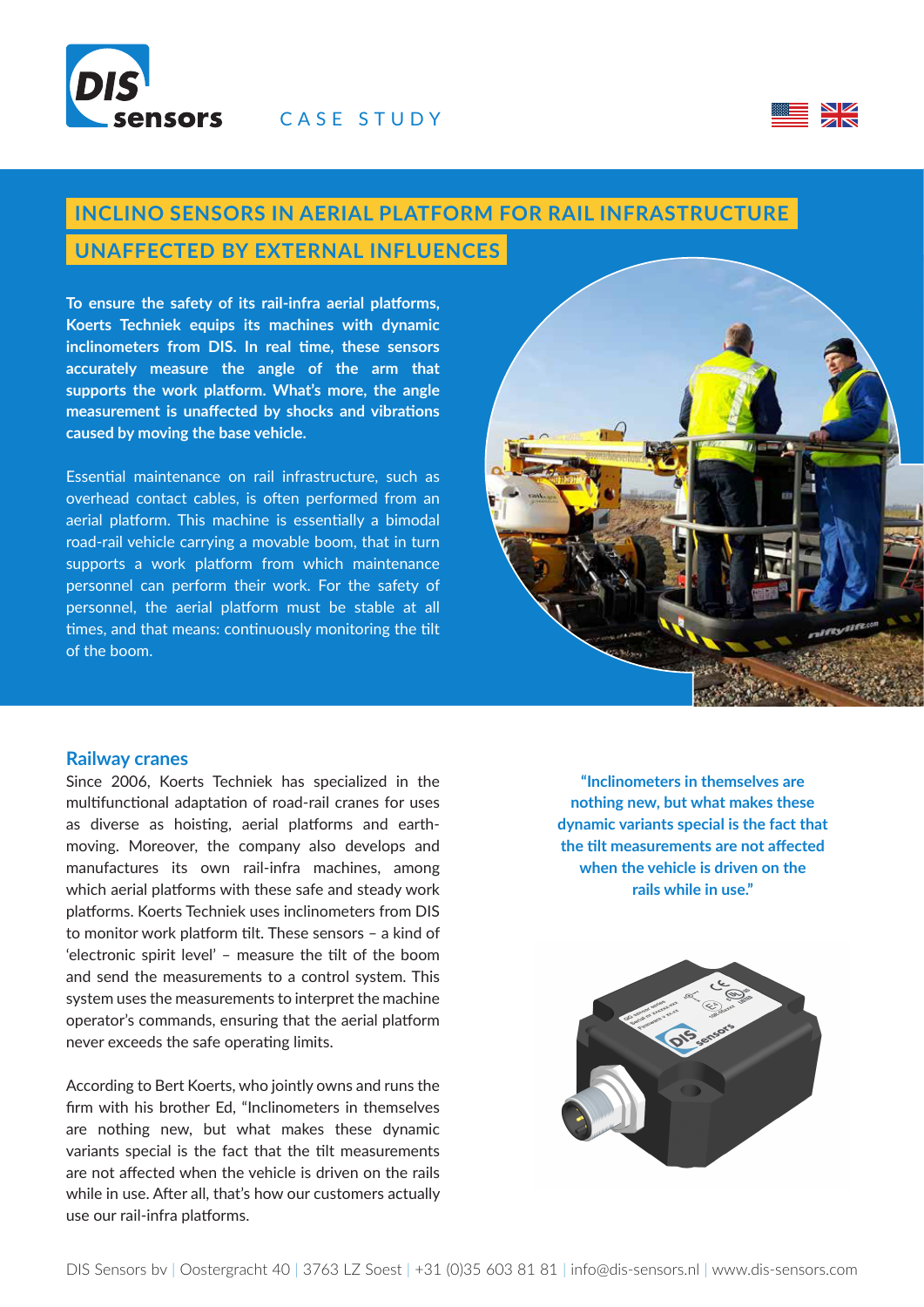CASE STUDY

# INCLINO SENSORS IN AERIAL PLATFORM FOR RAIL INFRASTRUCTURE

## UNAFFECTED BY EXTERNAL INFLUENCES

**To ensure the safety of its rail-infra aerial platforms, Koerts Techniek equips its machines with dynamic inclinometers from DIS. In real time, these sensors accurately measure the angle of the arm that supports the work platform. What's more, the angle measurement is unaffected by shocks and vibrations caused by moving the base vehicle.**

Essential maintenance on rail infrastructure, such as overhead contact cables, is often performed from an aerial platform. This machine is essentially a bimodal road-rail vehicle carrying a movable boom, that in turn supports a work platform from which maintenance personnel can perform their work. For the safety of personnel, the aerial platform must be stable at all times, and that means: continuously monitoring the tilt of the boom.

## Railway cranes

Since 2006, Koerts Techniek has specialized in the multifunctional adaptation of road-rail cranes for uses as diverse as hoisting, aerial platforms and earth-moving. Moreover, the company also develops and manufactures its own rail-infra machines, among which aerial platforms with these safe and steady work platforms. Koerts Techniek uses inclinometers from DIS to monitor work platform tilt. These sensors – a kind of 'electronic spirit level' – measure the tilt of the boom and send the measurements to a control system. This system uses the measurements to interpret the machine operator's commands, ensuring that the aerial platform never exceeds the safe operating limits.

According to Bert Koerts, who jointly owns and runs the firm with his brother Ed, "Inclinometers in themselves are nothing new, but what makes these dynamic variants special is the fact that the tilt measurements are not affected when the vehicle is driven on the rails while in use. After all, that's how our customers actually use our rail-infra platforms.

> **"Inclinometers in themselves are nothing new, but what makes these dynamic variants special is the fact that the tilt measurements are not affected when the vehicle is driven on the rails while in use."**

DIS Sensors bv | Oostergracht 40 | 3763 LZ Soest | +31 (0)35 603 81 81 | info@dis-sensors.nl | www.dis-sensors.com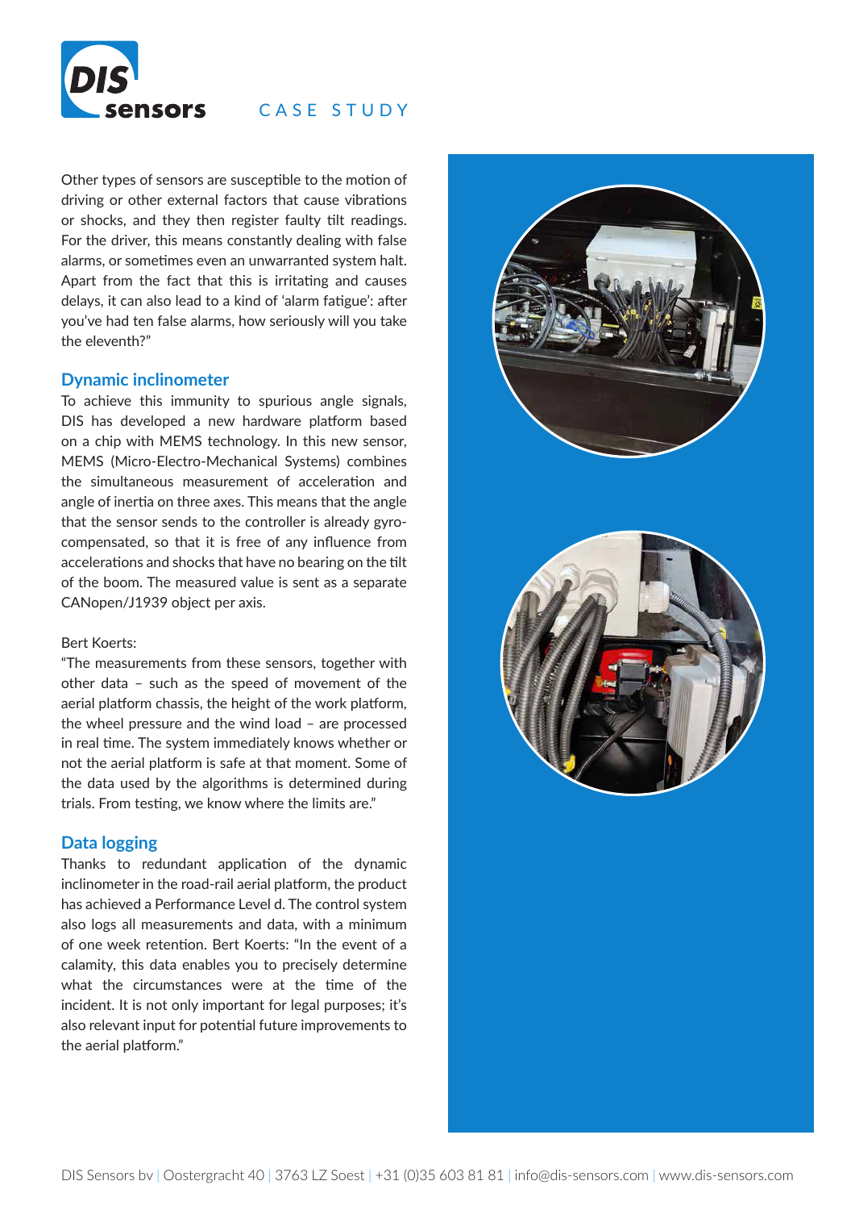Other types of sensors are susceptible to the motion of driving or other external factors that cause vibrations or shocks, and they then register faulty tilt readings. For the driver, this means constantly dealing with false alarms, or sometimes even an unwarranted system halt. Apart from the fact that this is irritating and causes delays, it can also lead to a kind of 'alarm fatigue': after you've had ten false alarms, how seriously will you take the eleventh?"

## Dynamic inclinometer

To achieve this immunity to spurious angle signals, DIS has developed a new hardware platform based on a chip with MEMS technology. In this new sensor, MEMS (Micro-Electro-Mechanical Systems) combines the simultaneous measurement of acceleration and angle of inertia on three axes. This means that the angle that the sensor sends to the controller is already gyro-compensated, so that it is free of any influence from accelerations and shocks that have no bearing on the tilt of the boom. The measured value is sent as a separate CANopen/J1939 object per axis.

Bert Koerts:
"The measurements from these sensors, together with other data – such as the speed of movement of the aerial platform chassis, the height of the work platform, the wheel pressure and the wind load – are processed in real time. The system immediately knows whether or not the aerial platform is safe at that moment. Some of the data used by the algorithms is determined during trials. From testing, we know where the limits are."

## Data logging

Thanks to redundant application of the dynamic inclinometer in the road-rail aerial platform, the product has achieved a Performance Level d. The control system also logs all measurements and data, with a minimum of one week retention. Bert Koerts: "In the event of a calamity, this data enables you to precisely determine what the circumstances were at the time of the incident. It is not only important for legal purposes; it's also relevant input for potential future improvements to the aerial platform."